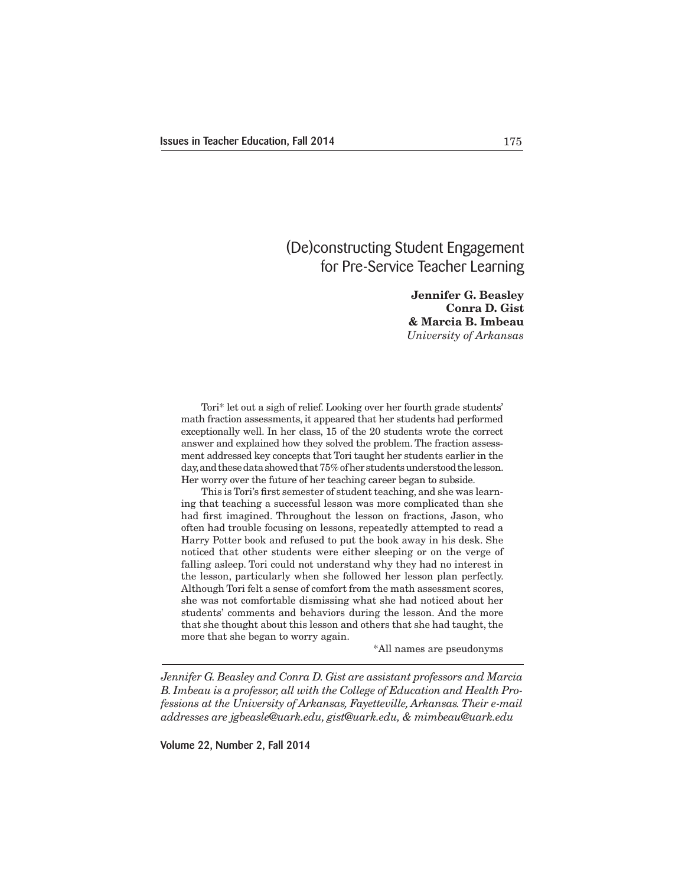# (De)constructing Student Engagement for Pre-Service Teacher Learning

**Jennifer G. Beasley**
**Conra D. Gist**
**& Marcia B. Imbeau**
*University of Arkansas*

Tori* let out a sigh of relief. Looking over her fourth grade students' math fraction assessments, it appeared that her students had performed exceptionally well. In her class, 15 of the 20 students wrote the correct answer and explained how they solved the problem. The fraction assessment addressed key concepts that Tori taught her students earlier in the day, and these data showed that 75% of her students understood the lesson. Her worry over the future of her teaching career began to subside.

This is Tori's first semester of student teaching, and she was learning that teaching a successful lesson was more complicated than she had first imagined. Throughout the lesson on fractions, Jason, who often had trouble focusing on lessons, repeatedly attempted to read a Harry Potter book and refused to put the book away in his desk. She noticed that other students were either sleeping or on the verge of falling asleep. Tori could not understand why they had no interest in the lesson, particularly when she followed her lesson plan perfectly. Although Tori felt a sense of comfort from the math assessment scores, she was not comfortable dismissing what she had noticed about her students' comments and behaviors during the lesson. And the more that she thought about this lesson and others that she had taught, the more that she began to worry again.

*All names are pseudonyms

---

*Jennifer G. Beasley and Conra D. Gist are assistant professors and Marcia B. Imbeau is a professor, all with the College of Education and Health Professions at the University of Arkansas, Fayetteville, Arkansas. Their e-mail addresses are jgbeasle@uark.edu, gist@uark.edu, & mimbeau@uark.edu*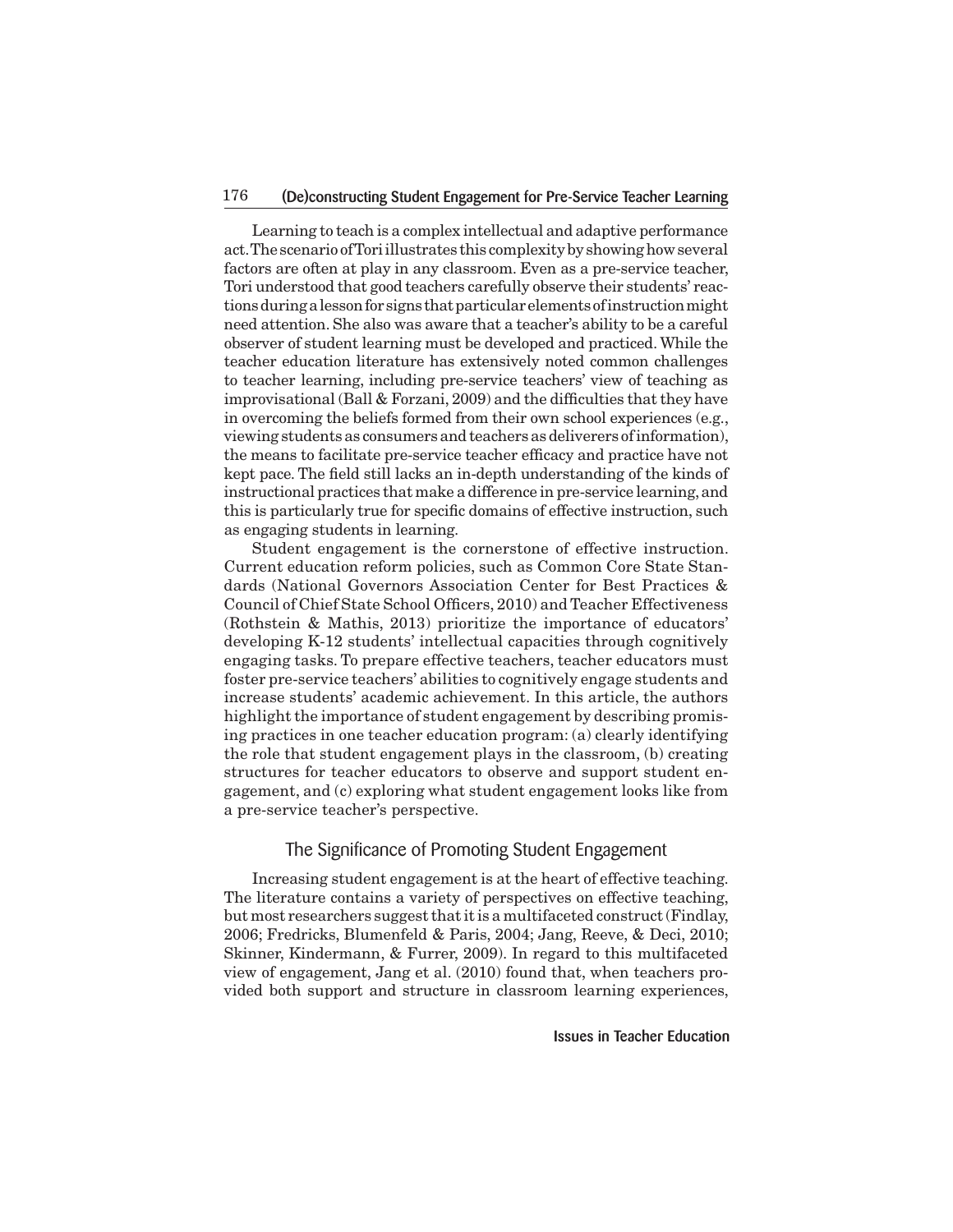Learning to teach is a complex intellectual and adaptive performance act. The scenario of Tori illustrates this complexity by showing how several factors are often at play in any classroom. Even as a pre-service teacher, Tori understood that good teachers carefully observe their students' reactions during a lesson for signs that particular elements of instruction might need attention. She also was aware that a teacher's ability to be a careful observer of student learning must be developed and practiced. While the teacher education literature has extensively noted common challenges to teacher learning, including pre-service teachers' view of teaching as improvisational (Ball & Forzani, 2009) and the difficulties that they have in overcoming the beliefs formed from their own school experiences (e.g., viewing students as consumers and teachers as deliverers of information), the means to facilitate pre-service teacher efficacy and practice have not kept pace. The field still lacks an in-depth understanding of the kinds of instructional practices that make a difference in pre-service learning, and this is particularly true for specific domains of effective instruction, such as engaging students in learning.

Student engagement is the cornerstone of effective instruction. Current education reform policies, such as Common Core State Standards (National Governors Association Center for Best Practices & Council of Chief State School Officers, 2010) and Teacher Effectiveness (Rothstein & Mathis, 2013) prioritize the importance of educators' developing K-12 students' intellectual capacities through cognitively engaging tasks. To prepare effective teachers, teacher educators must foster pre-service teachers' abilities to cognitively engage students and increase students' academic achievement. In this article, the authors highlight the importance of student engagement by describing promising practices in one teacher education program: (a) clearly identifying the role that student engagement plays in the classroom, (b) creating structures for teacher educators to observe and support student engagement, and (c) exploring what student engagement looks like from a pre-service teacher's perspective.

## The Significance of Promoting Student Engagement

Increasing student engagement is at the heart of effective teaching. The literature contains a variety of perspectives on effective teaching, but most researchers suggest that it is a multifaceted construct (Findlay, 2006; Fredricks, Blumenfeld & Paris, 2004; Jang, Reeve, & Deci, 2010; Skinner, Kindermann, & Furrer, 2009). In regard to this multifaceted view of engagement, Jang et al. (2010) found that, when teachers provided both support and structure in classroom learning experiences,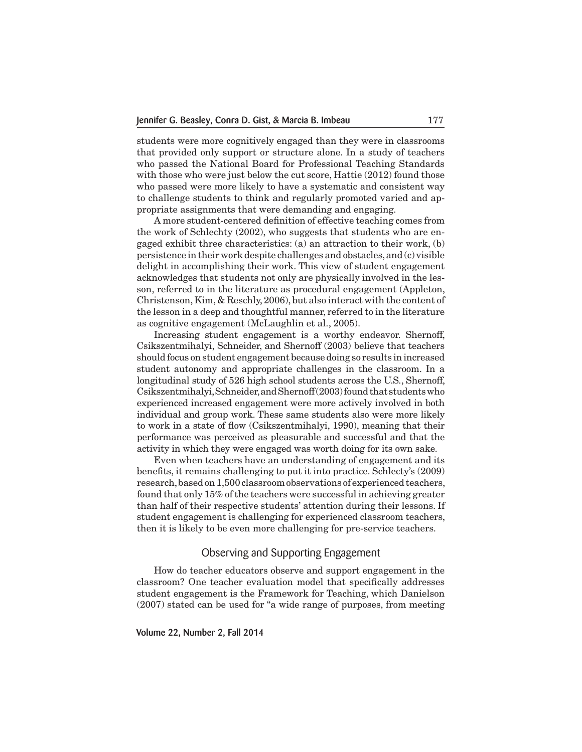students were more cognitively engaged than they were in classrooms that provided only support or structure alone. In a study of teachers who passed the National Board for Professional Teaching Standards with those who were just below the cut score, Hattie (2012) found those who passed were more likely to have a systematic and consistent way to challenge students to think and regularly promoted varied and appropriate assignments that were demanding and engaging.

A more student-centered definition of effective teaching comes from the work of Schlechty (2002), who suggests that students who are engaged exhibit three characteristics: (a) an attraction to their work, (b) persistence in their work despite challenges and obstacles, and (c) visible delight in accomplishing their work. This view of student engagement acknowledges that students not only are physically involved in the lesson, referred to in the literature as procedural engagement (Appleton, Christenson, Kim, & Reschly, 2006), but also interact with the content of the lesson in a deep and thoughtful manner, referred to in the literature as cognitive engagement (McLaughlin et al., 2005).

Increasing student engagement is a worthy endeavor. Shernoff, Csikszentmihalyi, Schneider, and Shernoff (2003) believe that teachers should focus on student engagement because doing so results in increased student autonomy and appropriate challenges in the classroom. In a longitudinal study of 526 high school students across the U.S., Shernoff, Csikszentmihalyi, Schneider, and Shernoff (2003) found that students who experienced increased engagement were more actively involved in both individual and group work. These same students also were more likely to work in a state of flow (Csikszentmihalyi, 1990), meaning that their performance was perceived as pleasurable and successful and that the activity in which they were engaged was worth doing for its own sake.

Even when teachers have an understanding of engagement and its benefits, it remains challenging to put it into practice. Schlecty's (2009) research, based on 1,500 classroom observations of experienced teachers, found that only 15% of the teachers were successful in achieving greater than half of their respective students' attention during their lessons. If student engagement is challenging for experienced classroom teachers, then it is likely to be even more challenging for pre-service teachers.

## Observing and Supporting Engagement

How do teacher educators observe and support engagement in the classroom? One teacher evaluation model that specifically addresses student engagement is the Framework for Teaching, which Danielson (2007) stated can be used for "a wide range of purposes, from meeting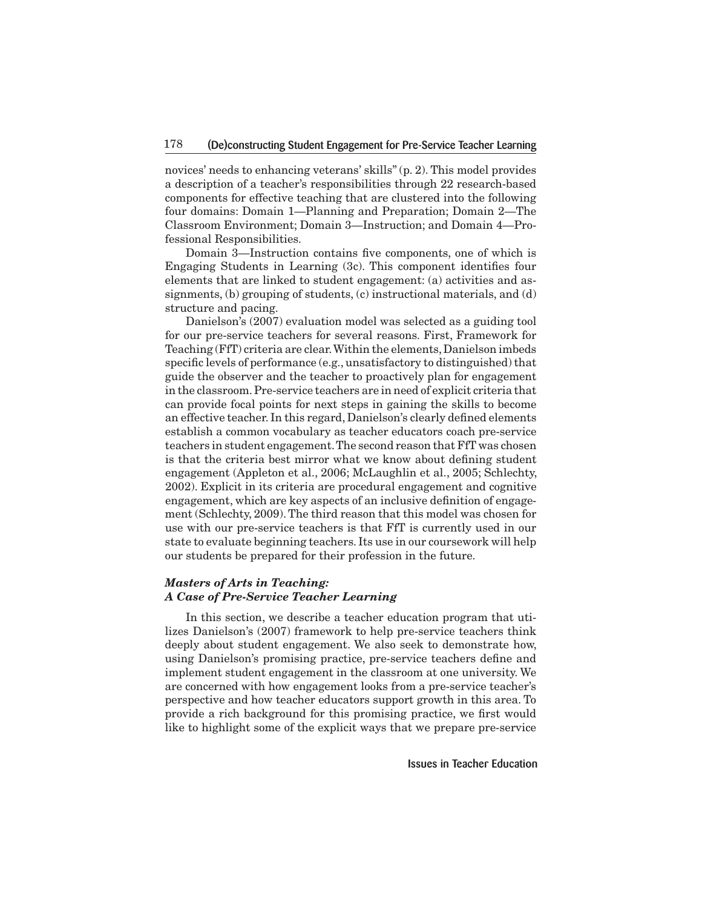novices' needs to enhancing veterans' skills" (p. 2). This model provides a description of a teacher's responsibilities through 22 research-based components for effective teaching that are clustered into the following four domains: Domain 1—Planning and Preparation; Domain 2—The Classroom Environment; Domain 3—Instruction; and Domain 4—Professional Responsibilities.

Domain 3—Instruction contains five components, one of which is Engaging Students in Learning (3c). This component identifies four elements that are linked to student engagement: (a) activities and assignments, (b) grouping of students, (c) instructional materials, and (d) structure and pacing.

Danielson's (2007) evaluation model was selected as a guiding tool for our pre-service teachers for several reasons. First, Framework for Teaching (FfT) criteria are clear. Within the elements, Danielson imbeds specific levels of performance (e.g., unsatisfactory to distinguished) that guide the observer and the teacher to proactively plan for engagement in the classroom. Pre-service teachers are in need of explicit criteria that can provide focal points for next steps in gaining the skills to become an effective teacher. In this regard, Danielson's clearly defined elements establish a common vocabulary as teacher educators coach pre-service teachers in student engagement. The second reason that FfT was chosen is that the criteria best mirror what we know about defining student engagement (Appleton et al., 2006; McLaughlin et al., 2005; Schlechty, 2002). Explicit in its criteria are procedural engagement and cognitive engagement, which are key aspects of an inclusive definition of engagement (Schlechty, 2009). The third reason that this model was chosen for use with our pre-service teachers is that FfT is currently used in our state to evaluate beginning teachers. Its use in our coursework will help our students be prepared for their profession in the future.

### *Masters of Arts in Teaching: A Case of Pre-Service Teacher Learning*

In this section, we describe a teacher education program that utilizes Danielson's (2007) framework to help pre-service teachers think deeply about student engagement. We also seek to demonstrate how, using Danielson's promising practice, pre-service teachers define and implement student engagement in the classroom at one university. We are concerned with how engagement looks from a pre-service teacher's perspective and how teacher educators support growth in this area. To provide a rich background for this promising practice, we first would like to highlight some of the explicit ways that we prepare pre-service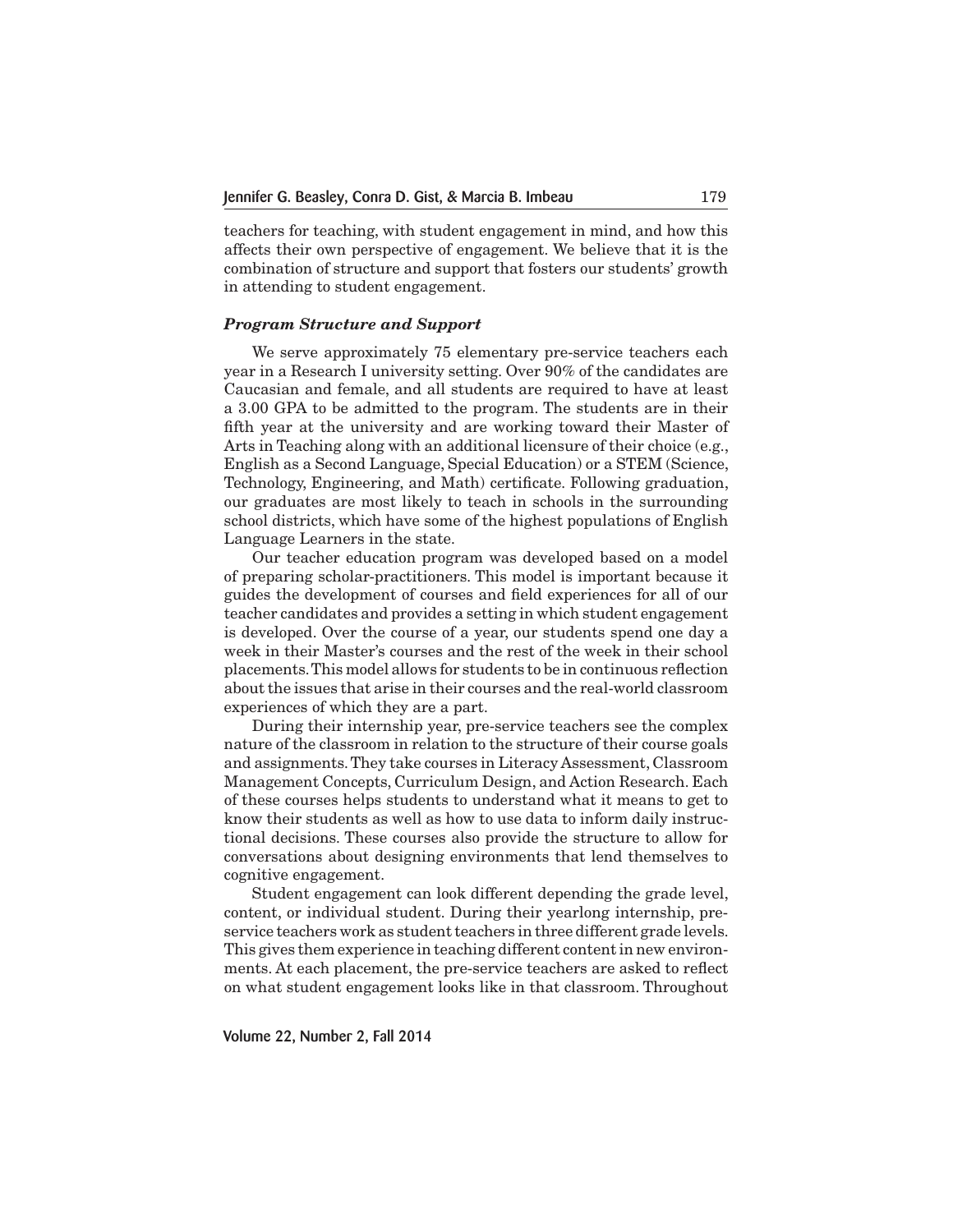teachers for teaching, with student engagement in mind, and how this affects their own perspective of engagement. We believe that it is the combination of structure and support that fosters our students' growth in attending to student engagement.

### *Program Structure and Support*

We serve approximately 75 elementary pre-service teachers each year in a Research I university setting. Over 90% of the candidates are Caucasian and female, and all students are required to have at least a 3.00 GPA to be admitted to the program. The students are in their fifth year at the university and are working toward their Master of Arts in Teaching along with an additional licensure of their choice (e.g., English as a Second Language, Special Education) or a STEM (Science, Technology, Engineering, and Math) certificate. Following graduation, our graduates are most likely to teach in schools in the surrounding school districts, which have some of the highest populations of English Language Learners in the state.

Our teacher education program was developed based on a model of preparing scholar-practitioners. This model is important because it guides the development of courses and field experiences for all of our teacher candidates and provides a setting in which student engagement is developed. Over the course of a year, our students spend one day a week in their Master's courses and the rest of the week in their school placements. This model allows for students to be in continuous reflection about the issues that arise in their courses and the real-world classroom experiences of which they are a part.

During their internship year, pre-service teachers see the complex nature of the classroom in relation to the structure of their course goals and assignments. They take courses in Literacy Assessment, Classroom Management Concepts, Curriculum Design, and Action Research. Each of these courses helps students to understand what it means to get to know their students as well as how to use data to inform daily instructional decisions. These courses also provide the structure to allow for conversations about designing environments that lend themselves to cognitive engagement.

Student engagement can look different depending the grade level, content, or individual student. During their yearlong internship, pre-service teachers work as student teachers in three different grade levels. This gives them experience in teaching different content in new environments. At each placement, the pre-service teachers are asked to reflect on what student engagement looks like in that classroom. Throughout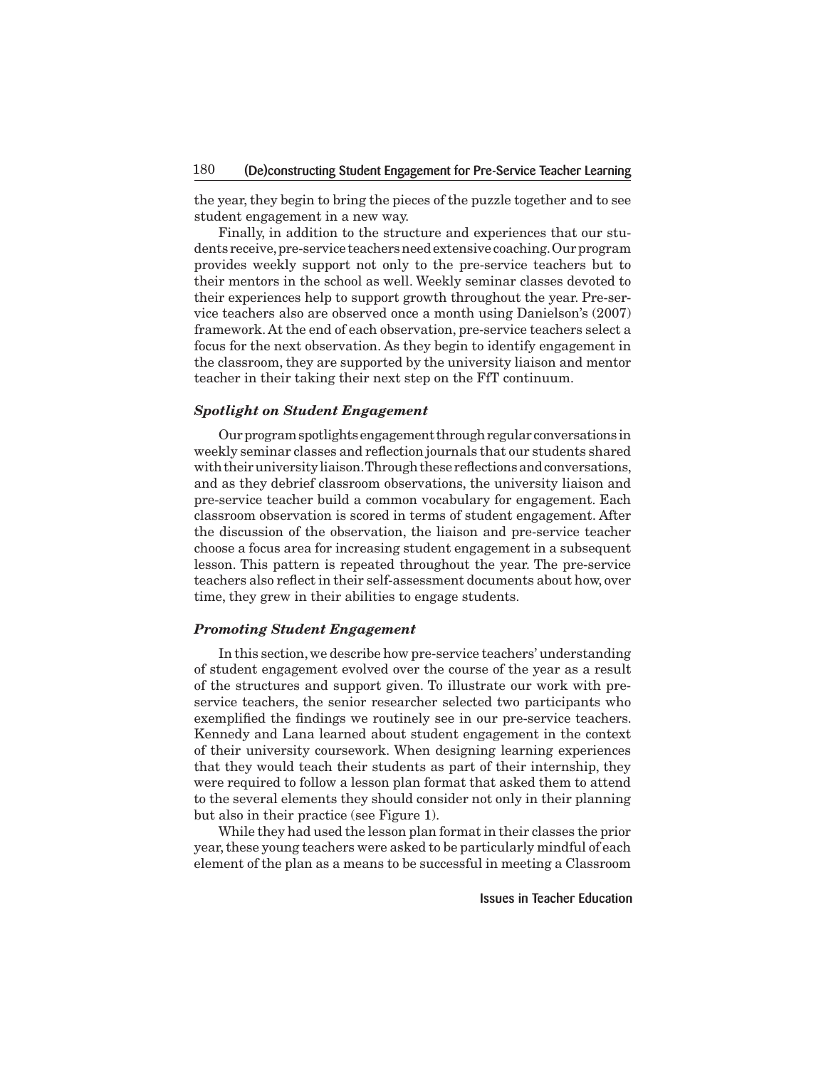the year, they begin to bring the pieces of the puzzle together and to see student engagement in a new way.

Finally, in addition to the structure and experiences that our students receive, pre-service teachers need extensive coaching. Our program provides weekly support not only to the pre-service teachers but to their mentors in the school as well. Weekly seminar classes devoted to their experiences help to support growth throughout the year. Pre-service teachers also are observed once a month using Danielson's (2007) framework. At the end of each observation, pre-service teachers select a focus for the next observation. As they begin to identify engagement in the classroom, they are supported by the university liaison and mentor teacher in their taking their next step on the FfT continuum.

### *Spotlight on Student Engagement*

Our program spotlights engagement through regular conversations in weekly seminar classes and reflection journals that our students shared with their university liaison. Through these reflections and conversations, and as they debrief classroom observations, the university liaison and pre-service teacher build a common vocabulary for engagement. Each classroom observation is scored in terms of student engagement. After the discussion of the observation, the liaison and pre-service teacher choose a focus area for increasing student engagement in a subsequent lesson. This pattern is repeated throughout the year. The pre-service teachers also reflect in their self-assessment documents about how, over time, they grew in their abilities to engage students.

### *Promoting Student Engagement*

In this section, we describe how pre-service teachers' understanding of student engagement evolved over the course of the year as a result of the structures and support given. To illustrate our work with pre-service teachers, the senior researcher selected two participants who exemplified the findings we routinely see in our pre-service teachers. Kennedy and Lana learned about student engagement in the context of their university coursework. When designing learning experiences that they would teach their students as part of their internship, they were required to follow a lesson plan format that asked them to attend to the several elements they should consider not only in their planning but also in their practice (see Figure 1).

While they had used the lesson plan format in their classes the prior year, these young teachers were asked to be particularly mindful of each element of the plan as a means to be successful in meeting a Classroom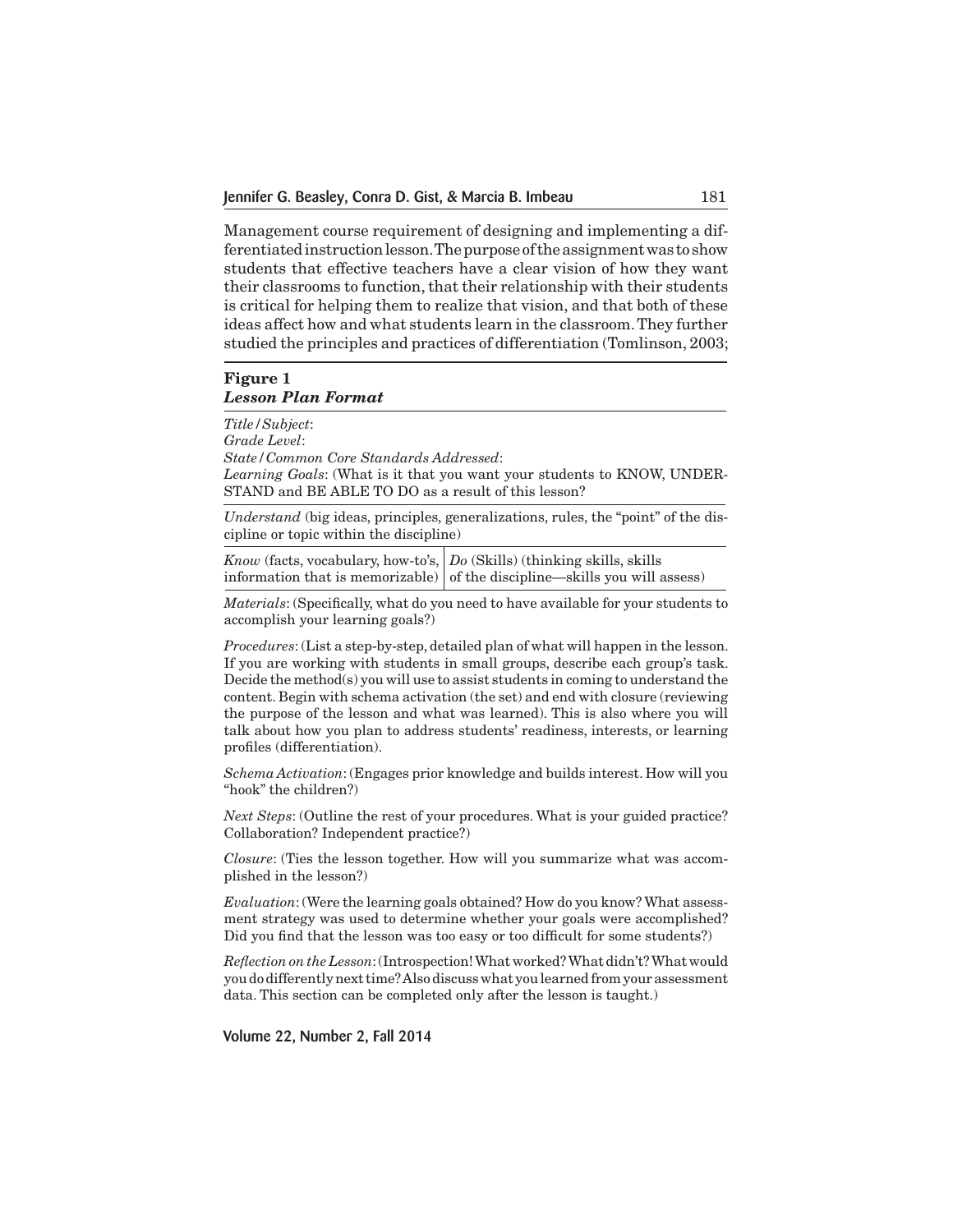Management course requirement of designing and implementing a differentiated instruction lesson. The purpose of the assignment was to show students that effective teachers have a clear vision of how they want their classrooms to function, that their relationship with their students is critical for helping them to realize that vision, and that both of these ideas affect how and what students learn in the classroom. They further studied the principles and practices of differentiation (Tomlinson, 2003;

**Figure 1**
***Lesson Plan Format***

*Title/Subject*:
*Grade Level*:
*State/Common Core Standards Addressed*:
*Learning Goals*: (What is it that you want your students to KNOW, UNDERSTAND and BE ABLE TO DO as a result of this lesson?

*Understand* (big ideas, principles, generalizations, rules, the "point" of the discipline or topic within the discipline)

| *Know* (facts, vocabulary, how-to's, information that is memorizable) | *Do* (Skills) (thinking skills, skills of the discipline—skills you will assess) |
|---|---|

*Materials*: (Specifically, what do you need to have available for your students to accomplish your learning goals?)

*Procedures*: (List a step-by-step, detailed plan of what will happen in the lesson. If you are working with students in small groups, describe each group's task. Decide the method(s) you will use to assist students in coming to understand the content. Begin with schema activation (the set) and end with closure (reviewing the purpose of the lesson and what was learned). This is also where you will talk about how you plan to address students' readiness, interests, or learning profiles (differentiation).

*Schema Activation*: (Engages prior knowledge and builds interest. How will you "hook" the children?)

*Next Steps*: (Outline the rest of your procedures. What is your guided practice? Collaboration? Independent practice?)

*Closure*: (Ties the lesson together. How will you summarize what was accomplished in the lesson?)

*Evaluation*: (Were the learning goals obtained? How do you know? What assessment strategy was used to determine whether your goals were accomplished? Did you find that the lesson was too easy or too difficult for some students?)

*Reflection on the Lesson*: (Introspection! What worked? What didn't? What would you do differently next time? Also discuss what you learned from your assessment data. This section can be completed only after the lesson is taught.)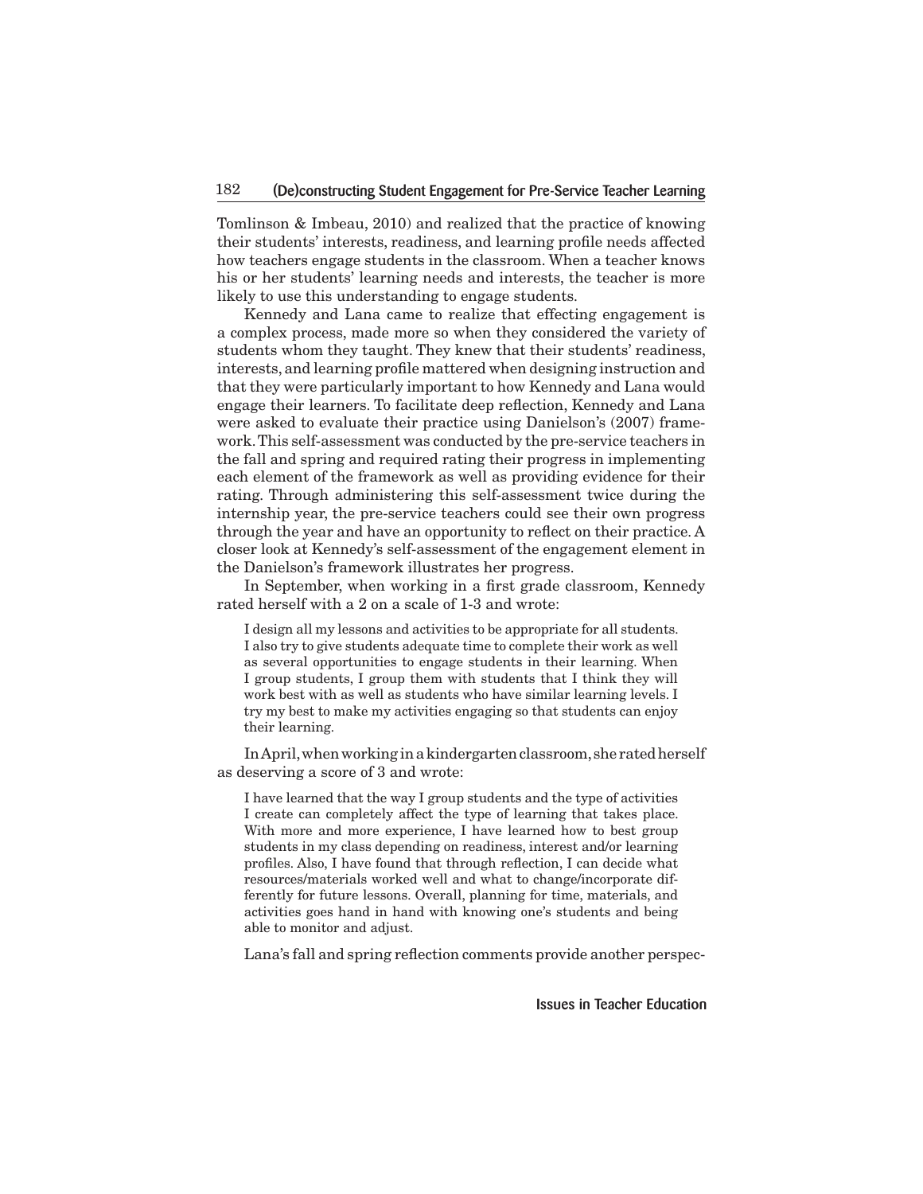Tomlinson & Imbeau, 2010) and realized that the practice of knowing their students' interests, readiness, and learning profile needs affected how teachers engage students in the classroom. When a teacher knows his or her students' learning needs and interests, the teacher is more likely to use this understanding to engage students.

Kennedy and Lana came to realize that effecting engagement is a complex process, made more so when they considered the variety of students whom they taught. They knew that their students' readiness, interests, and learning profile mattered when designing instruction and that they were particularly important to how Kennedy and Lana would engage their learners. To facilitate deep reflection, Kennedy and Lana were asked to evaluate their practice using Danielson's (2007) framework. This self-assessment was conducted by the pre-service teachers in the fall and spring and required rating their progress in implementing each element of the framework as well as providing evidence for their rating. Through administering this self-assessment twice during the internship year, the pre-service teachers could see their own progress through the year and have an opportunity to reflect on their practice. A closer look at Kennedy's self-assessment of the engagement element in the Danielson's framework illustrates her progress.

In September, when working in a first grade classroom, Kennedy rated herself with a 2 on a scale of 1-3 and wrote:

> I design all my lessons and activities to be appropriate for all students. I also try to give students adequate time to complete their work as well as several opportunities to engage students in their learning. When I group students, I group them with students that I think they will work best with as well as students who have similar learning levels. I try my best to make my activities engaging so that students can enjoy their learning.

In April, when working in a kindergarten classroom, she rated herself as deserving a score of 3 and wrote:

> I have learned that the way I group students and the type of activities I create can completely affect the type of learning that takes place. With more and more experience, I have learned how to best group students in my class depending on readiness, interest and/or learning profiles. Also, I have found that through reflection, I can decide what resources/materials worked well and what to change/incorporate differently for future lessons. Overall, planning for time, materials, and activities goes hand in hand with knowing one's students and being able to monitor and adjust.

Lana's fall and spring reflection comments provide another perspec-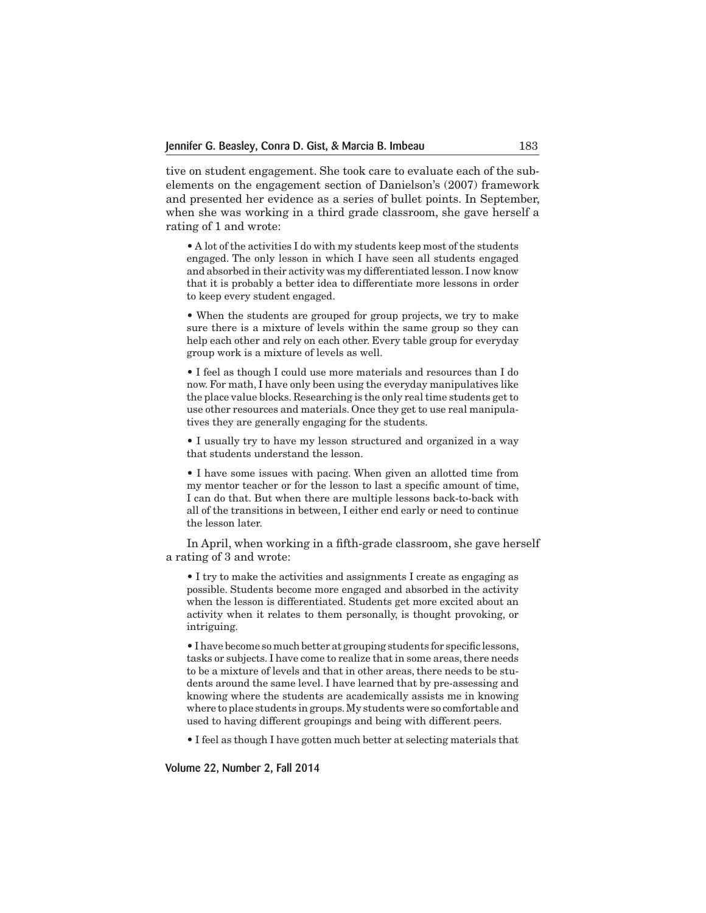tive on student engagement. She took care to evaluate each of the subelements on the engagement section of Danielson's (2007) framework and presented her evidence as a series of bullet points. In September, when she was working in a third grade classroom, she gave herself a rating of 1 and wrote:

> • A lot of the activities I do with my students keep most of the students engaged. The only lesson in which I have seen all students engaged and absorbed in their activity was my differentiated lesson. I now know that it is probably a better idea to differentiate more lessons in order to keep every student engaged.
>
> • When the students are grouped for group projects, we try to make sure there is a mixture of levels within the same group so they can help each other and rely on each other. Every table group for everyday group work is a mixture of levels as well.
>
> • I feel as though I could use more materials and resources than I do now. For math, I have only been using the everyday manipulatives like the place value blocks. Researching is the only real time students get to use other resources and materials. Once they get to use real manipulatives they are generally engaging for the students.
>
> • I usually try to have my lesson structured and organized in a way that students understand the lesson.
>
> • I have some issues with pacing. When given an allotted time from my mentor teacher or for the lesson to last a specific amount of time, I can do that. But when there are multiple lessons back-to-back with all of the transitions in between, I either end early or need to continue the lesson later.

In April, when working in a fifth-grade classroom, she gave herself a rating of 3 and wrote:

> • I try to make the activities and assignments I create as engaging as possible. Students become more engaged and absorbed in the activity when the lesson is differentiated. Students get more excited about an activity when it relates to them personally, is thought provoking, or intriguing.
>
> • I have become so much better at grouping students for specific lessons, tasks or subjects. I have come to realize that in some areas, there needs to be a mixture of levels and that in other areas, there needs to be students around the same level. I have learned that by pre-assessing and knowing where the students are academically assists me in knowing where to place students in groups. My students were so comfortable and used to having different groupings and being with different peers.
>
> • I feel as though I have gotten much better at selecting materials that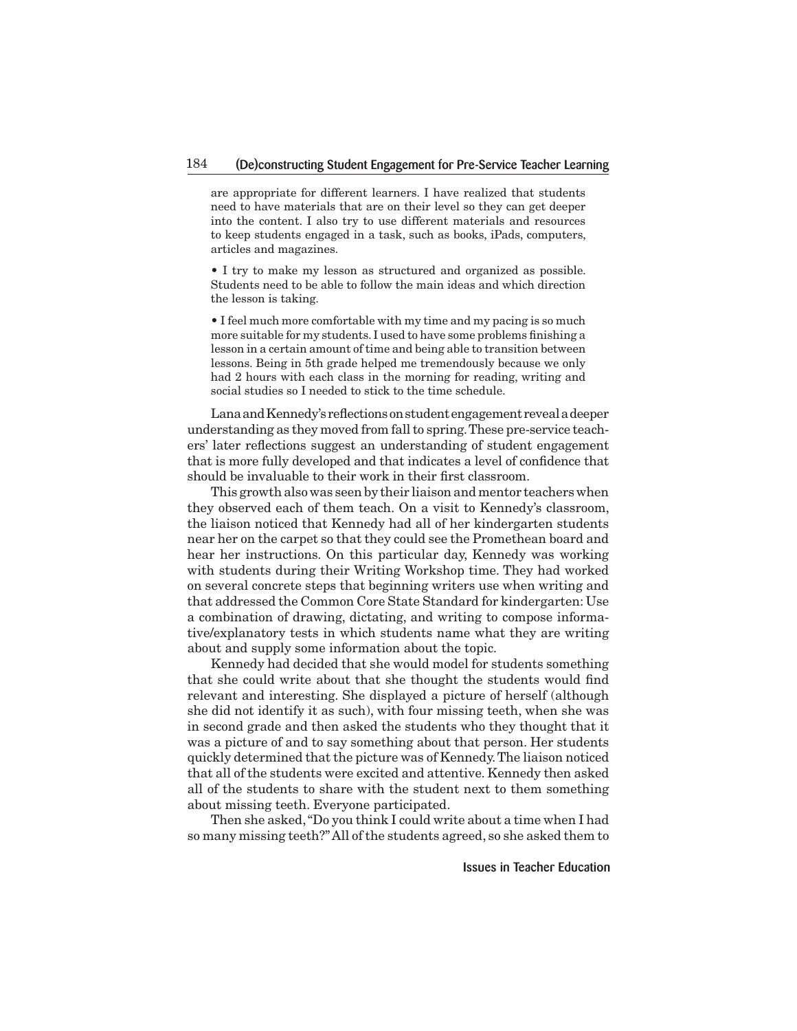are appropriate for different learners. I have realized that students need to have materials that are on their level so they can get deeper into the content. I also try to use different materials and resources to keep students engaged in a task, such as books, iPads, computers, articles and magazines.

- I try to make my lesson as structured and organized as possible. Students need to be able to follow the main ideas and which direction the lesson is taking.

- I feel much more comfortable with my time and my pacing is so much more suitable for my students. I used to have some problems finishing a lesson in a certain amount of time and being able to transition between lessons. Being in 5th grade helped me tremendously because we only had 2 hours with each class in the morning for reading, writing and social studies so I needed to stick to the time schedule.

Lana and Kennedy's reflections on student engagement reveal a deeper understanding as they moved from fall to spring. These pre-service teachers' later reflections suggest an understanding of student engagement that is more fully developed and that indicates a level of confidence that should be invaluable to their work in their first classroom.

This growth also was seen by their liaison and mentor teachers when they observed each of them teach. On a visit to Kennedy's classroom, the liaison noticed that Kennedy had all of her kindergarten students near her on the carpet so that they could see the Promethean board and hear her instructions. On this particular day, Kennedy was working with students during their Writing Workshop time. They had worked on several concrete steps that beginning writers use when writing and that addressed the Common Core State Standard for kindergarten: Use a combination of drawing, dictating, and writing to compose informative/explanatory tests in which students name what they are writing about and supply some information about the topic.

Kennedy had decided that she would model for students something that she could write about that she thought the students would find relevant and interesting. She displayed a picture of herself (although she did not identify it as such), with four missing teeth, when she was in second grade and then asked the students who they thought that it was a picture of and to say something about that person. Her students quickly determined that the picture was of Kennedy. The liaison noticed that all of the students were excited and attentive. Kennedy then asked all of the students to share with the student next to them something about missing teeth. Everyone participated.

Then she asked, "Do you think I could write about a time when I had so many missing teeth?" All of the students agreed, so she asked them to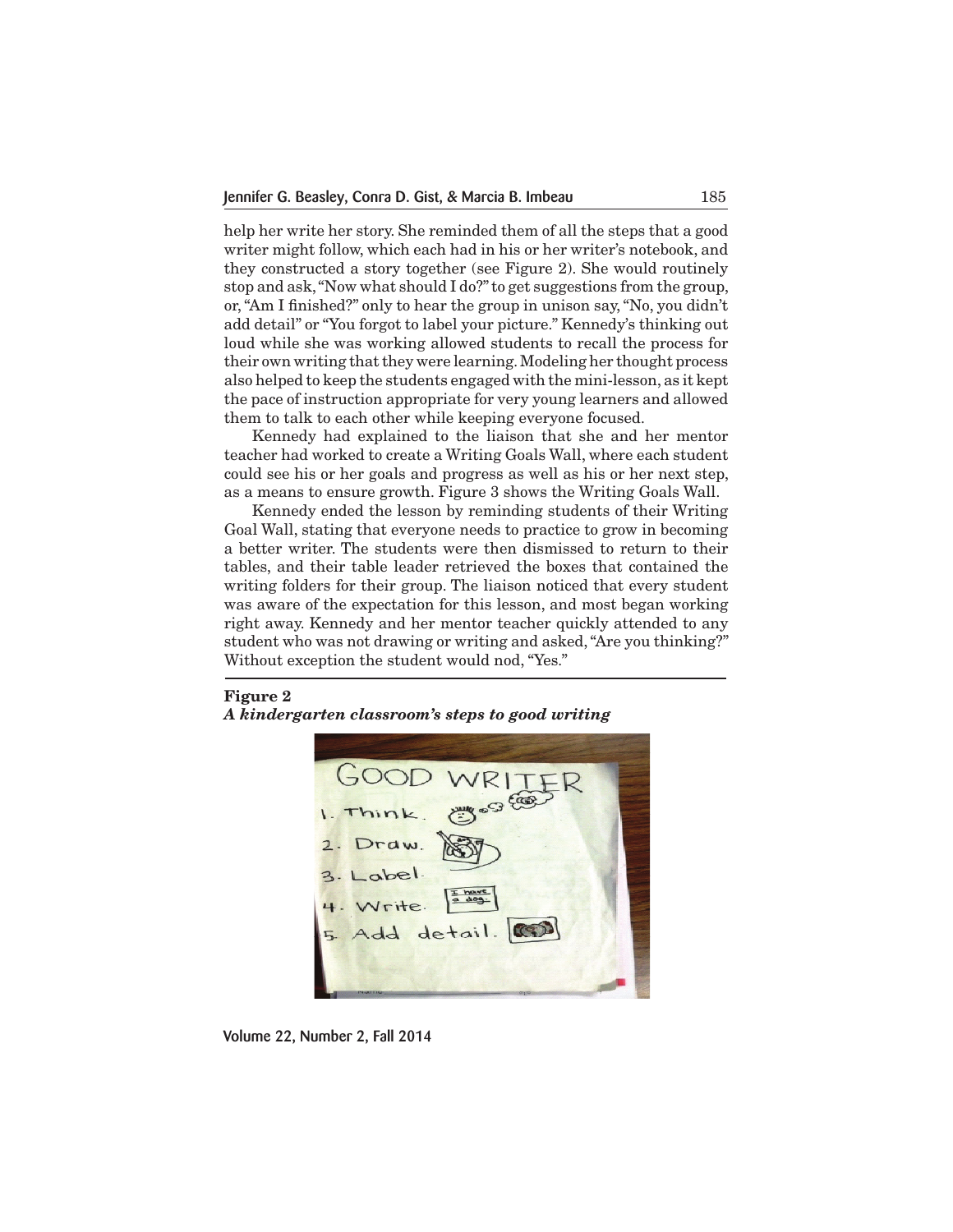help her write her story. She reminded them of all the steps that a good writer might follow, which each had in his or her writer's notebook, and they constructed a story together (see Figure 2). She would routinely stop and ask, "Now what should I do?" to get suggestions from the group, or, "Am I finished?" only to hear the group in unison say, "No, you didn't add detail" or "You forgot to label your picture." Kennedy's thinking out loud while she was working allowed students to recall the process for their own writing that they were learning. Modeling her thought process also helped to keep the students engaged with the mini-lesson, as it kept the pace of instruction appropriate for very young learners and allowed them to talk to each other while keeping everyone focused.

Kennedy had explained to the liaison that she and her mentor teacher had worked to create a Writing Goals Wall, where each student could see his or her goals and progress as well as his or her next step, as a means to ensure growth. Figure 3 shows the Writing Goals Wall.

Kennedy ended the lesson by reminding students of their Writing Goal Wall, stating that everyone needs to practice to grow in becoming a better writer. The students were then dismissed to return to their tables, and their table leader retrieved the boxes that contained the writing folders for their group. The liaison noticed that every student was aware of the expectation for this lesson, and most began working right away. Kennedy and her mentor teacher quickly attended to any student who was not drawing or writing and asked, "Are you thinking?" Without exception the student would nod, "Yes."

**Figure 2**
***A kindergarten classroom's steps to good writing***

GOOD WRITER
1. Think.
2. Draw.
3. Label.
4. Write.
5. Add detail.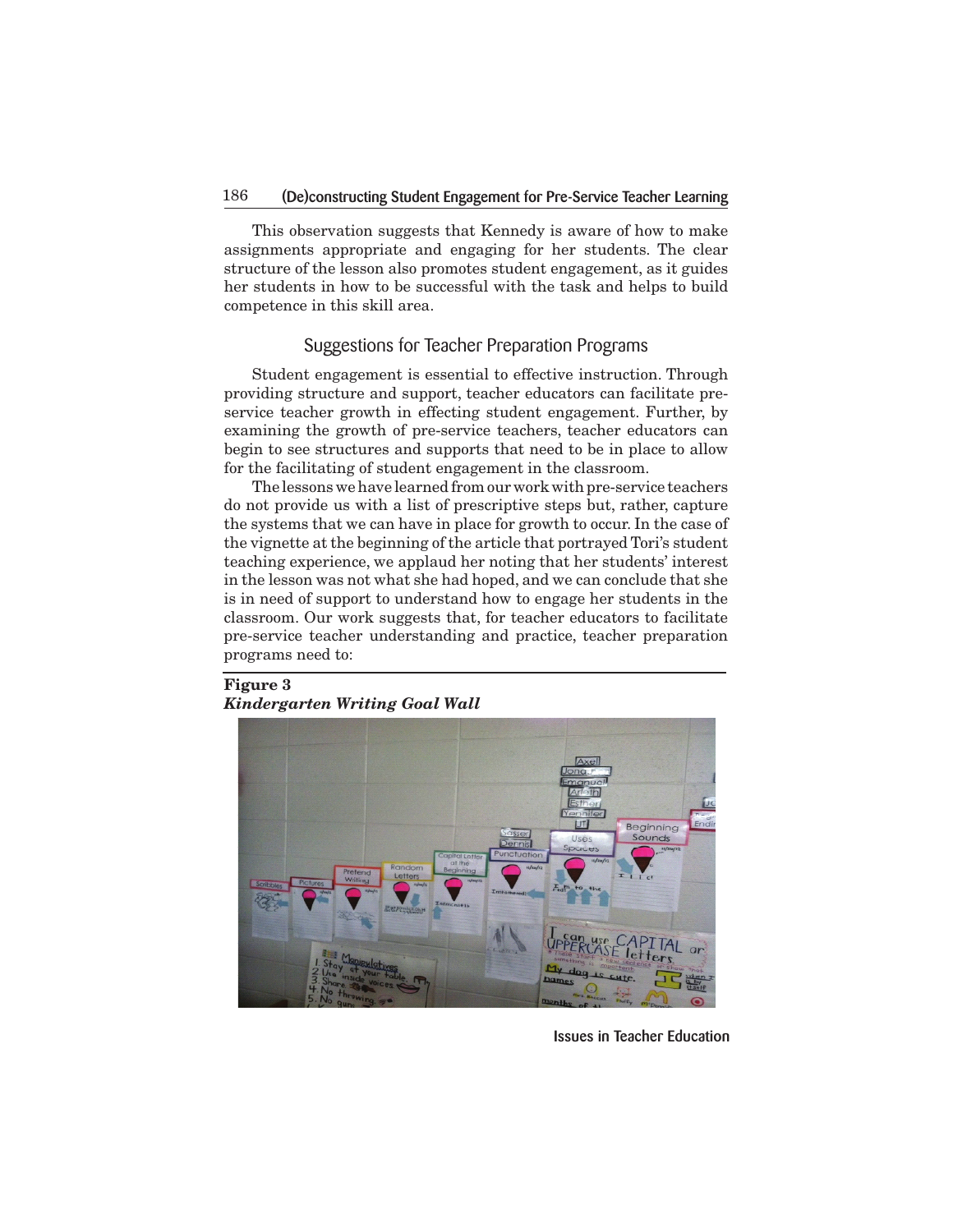This observation suggests that Kennedy is aware of how to make assignments appropriate and engaging for her students. The clear structure of the lesson also promotes student engagement, as it guides her students in how to be successful with the task and helps to build competence in this skill area.

## Suggestions for Teacher Preparation Programs

Student engagement is essential to effective instruction. Through providing structure and support, teacher educators can facilitate pre-service teacher growth in effecting student engagement. Further, by examining the growth of pre-service teachers, teacher educators can begin to see structures and supports that need to be in place to allow for the facilitating of student engagement in the classroom.

The lessons we have learned from our work with pre-service teachers do not provide us with a list of prescriptive steps but, rather, capture the systems that we can have in place for growth to occur. In the case of the vignette at the beginning of the article that portrayed Tori's student teaching experience, we applaud her noting that her students' interest in the lesson was not what she had hoped, and we can conclude that she is in need of support to understand how to engage her students in the classroom. Our work suggests that, for teacher educators to facilitate pre-service teacher understanding and practice, teacher preparation programs need to:

**Figure 3**
***Kindergarten Writing Goal Wall***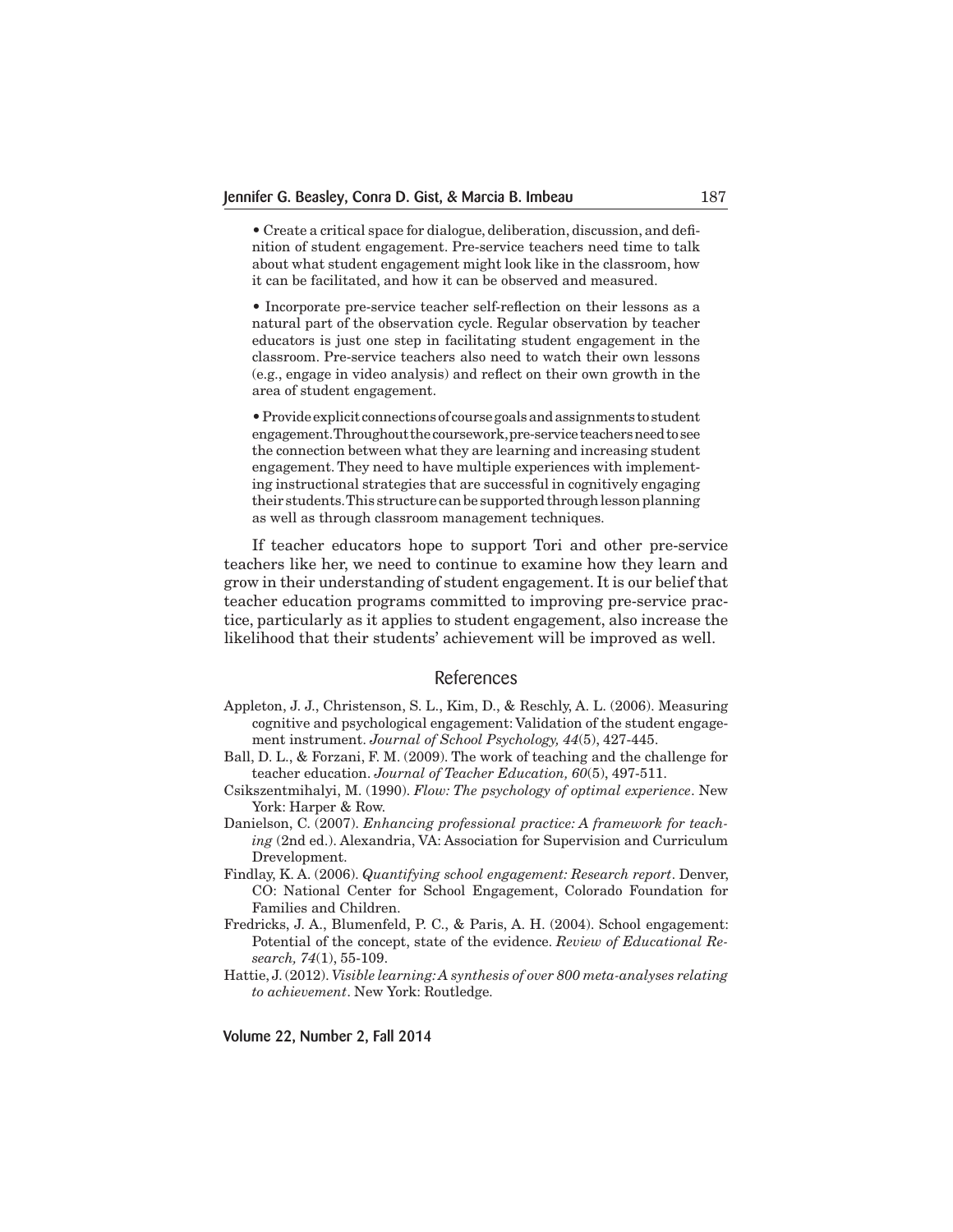• Create a critical space for dialogue, deliberation, discussion, and definition of student engagement. Pre-service teachers need time to talk about what student engagement might look like in the classroom, how it can be facilitated, and how it can be observed and measured.

• Incorporate pre-service teacher self-reflection on their lessons as a natural part of the observation cycle. Regular observation by teacher educators is just one step in facilitating student engagement in the classroom. Pre-service teachers also need to watch their own lessons (e.g., engage in video analysis) and reflect on their own growth in the area of student engagement.

• Provide explicit connections of course goals and assignments to student engagement. Throughout the coursework, pre-service teachers need to see the connection between what they are learning and increasing student engagement. They need to have multiple experiences with implementing instructional strategies that are successful in cognitively engaging their students. This structure can be supported through lesson planning as well as through classroom management techniques.

If teacher educators hope to support Tori and other pre-service teachers like her, we need to continue to examine how they learn and grow in their understanding of student engagement. It is our belief that teacher education programs committed to improving pre-service practice, particularly as it applies to student engagement, also increase the likelihood that their students' achievement will be improved as well.

## References

Appleton, J. J., Christenson, S. L., Kim, D., & Reschly, A. L. (2006). Measuring cognitive and psychological engagement: Validation of the student engagement instrument. *Journal of School Psychology, 44*(5), 427-445.

Ball, D. L., & Forzani, F. M. (2009). The work of teaching and the challenge for teacher education. *Journal of Teacher Education, 60*(5), 497-511.

Csikszentmihalyi, M. (1990). *Flow: The psychology of optimal experience*. New York: Harper & Row.

Danielson, C. (2007). *Enhancing professional practice: A framework for teaching* (2nd ed.). Alexandria, VA: Association for Supervision and Curriculum Drevelopment.

Findlay, K. A. (2006). *Quantifying school engagement: Research report*. Denver, CO: National Center for School Engagement, Colorado Foundation for Families and Children.

Fredricks, J. A., Blumenfeld, P. C., & Paris, A. H. (2004). School engagement: Potential of the concept, state of the evidence. *Review of Educational Research, 74*(1), 55-109.

Hattie, J. (2012). *Visible learning: A synthesis of over 800 meta-analyses relating to achievement*. New York: Routledge.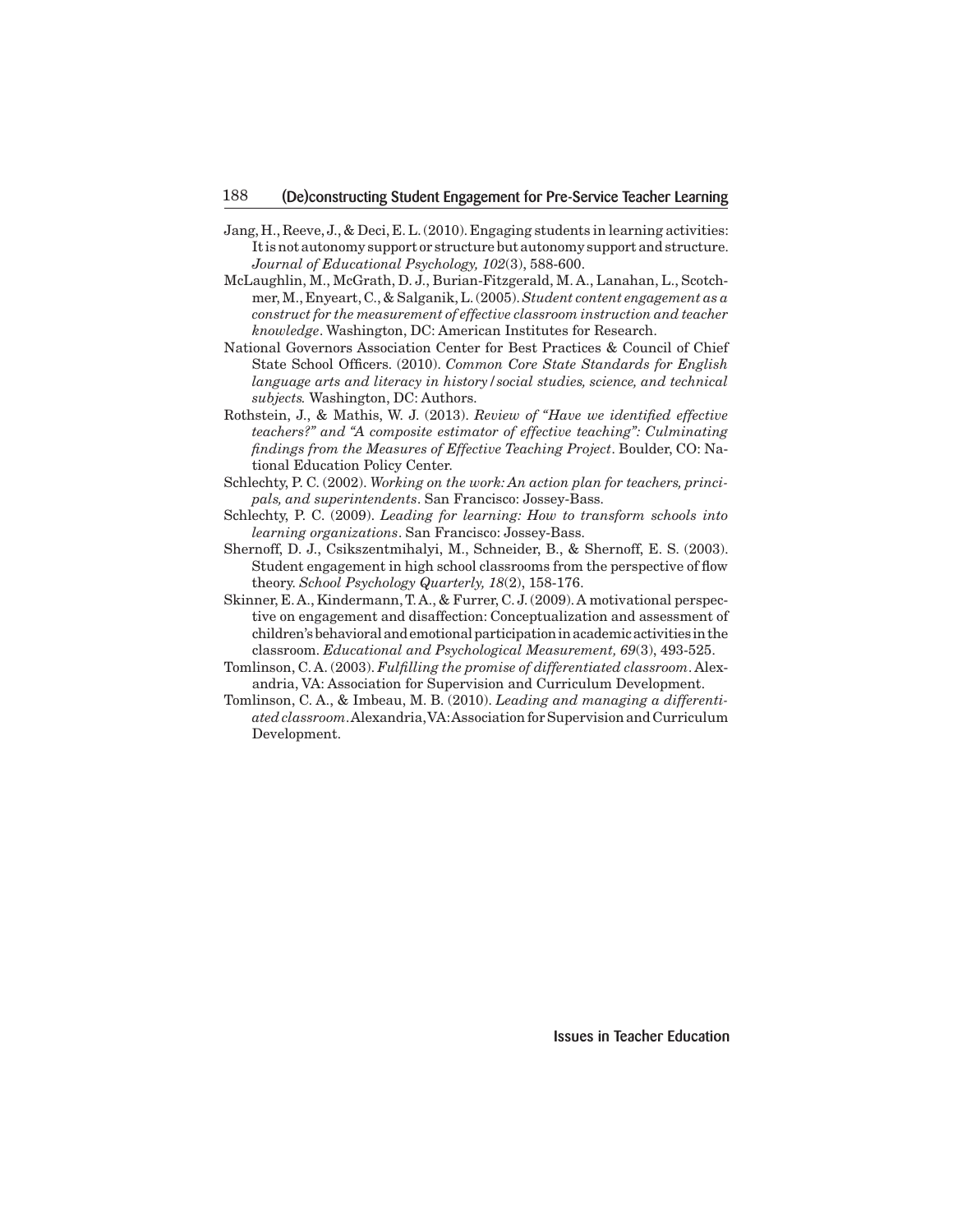Jang, H., Reeve, J., & Deci, E. L. (2010). Engaging students in learning activities: It is not autonomy support or structure but autonomy support and structure. *Journal of Educational Psychology, 102*(3), 588-600.

McLaughlin, M., McGrath, D. J., Burian-Fitzgerald, M. A., Lanahan, L., Scotchmer, M., Enyeart, C., & Salganik, L. (2005). *Student content engagement as a construct for the measurement of effective classroom instruction and teacher knowledge*. Washington, DC: American Institutes for Research.

National Governors Association Center for Best Practices & Council of Chief State School Officers. (2010). *Common Core State Standards for English language arts and literacy in history/social studies, science, and technical subjects.* Washington, DC: Authors.

Rothstein, J., & Mathis, W. J. (2013). *Review of "Have we identified effective teachers?" and "A composite estimator of effective teaching": Culminating findings from the Measures of Effective Teaching Project*. Boulder, CO: National Education Policy Center.

Schlechty, P. C. (2002). *Working on the work: An action plan for teachers, principals, and superintendents*. San Francisco: Jossey-Bass.

Schlechty, P. C. (2009). *Leading for learning: How to transform schools into learning organizations*. San Francisco: Jossey-Bass.

Shernoff, D. J., Csikszentmihalyi, M., Schneider, B., & Shernoff, E. S. (2003). Student engagement in high school classrooms from the perspective of flow theory. *School Psychology Quarterly, 18*(2), 158-176.

Skinner, E. A., Kindermann, T. A., & Furrer, C. J. (2009). A motivational perspective on engagement and disaffection: Conceptualization and assessment of children's behavioral and emotional participation in academic activities in the classroom. *Educational and Psychological Measurement, 69*(3), 493-525.

Tomlinson, C. A. (2003). *Fulfilling the promise of differentiated classroom*. Alexandria, VA: Association for Supervision and Curriculum Development.

Tomlinson, C. A., & Imbeau, M. B. (2010). *Leading and managing a differentiated classroom*. Alexandria, VA: Association for Supervision and Curriculum Development.